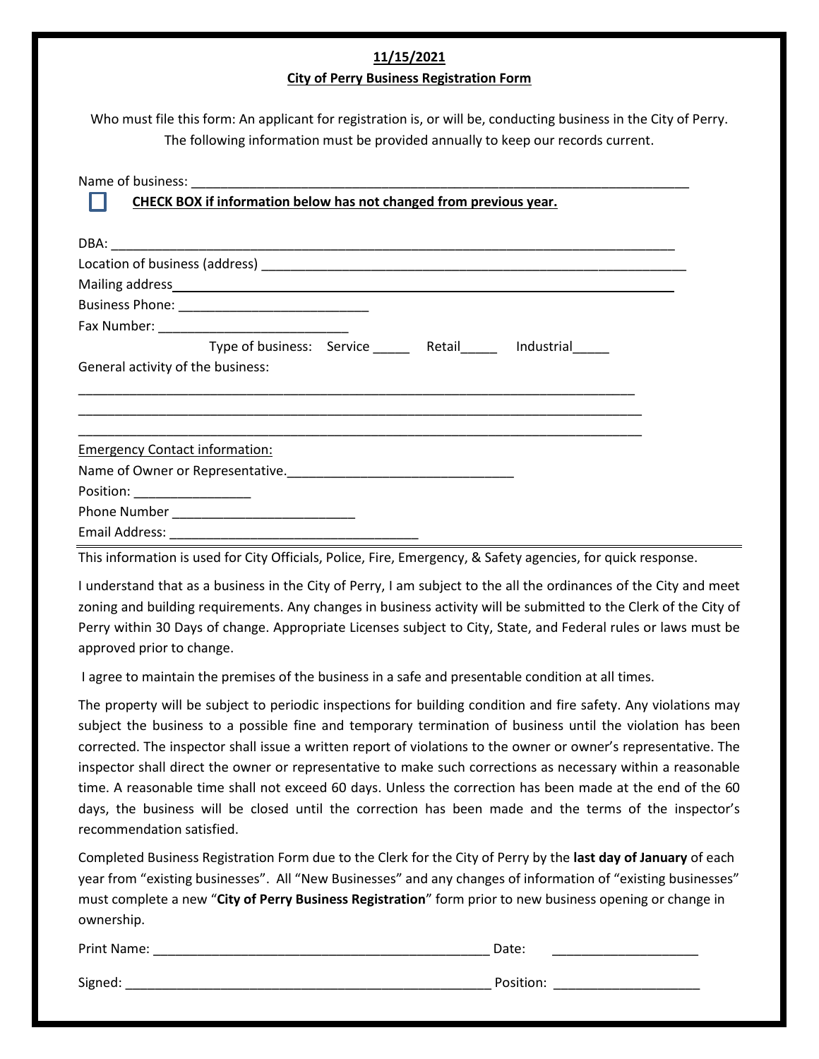**11/15/2021**

**City of Perry Business Registration Form**

Who must file this form: An applicant for registration is, or will be, conducting business in the City of Perry. The following information must be provided annually to keep our records current.

Name of business: ______________________________________________________________________

☐ **CHECK BOX if information below has not changed from previous year.**

DBA: ______________________________________________________________________________

Location of business (address) _______________________________________________________

Mailing address___________________________________________________________________

Business Phone: __________________________

Fax Number: __________________________

Type of business: Service _____ Retail_____ Industrial_____

General activity of the business:

______________________________________________________________________________

______________________________________________________________________________

______________________________________________________________________________

Emergency Contact information:

Name of Owner or Representative.______________________________

Position: ________________

Phone Number _________________________

Email Address: __________________________________

This information is used for City Officials, Police, Fire, Emergency, & Safety agencies, for quick response.

I understand that as a business in the City of Perry, I am subject to the all the ordinances of the City and meet zoning and building requirements. Any changes in business activity will be submitted to the Clerk of the City of Perry within 30 Days of change. Appropriate Licenses subject to City, State, and Federal rules or laws must be approved prior to change.

I agree to maintain the premises of the business in a safe and presentable condition at all times.

The property will be subject to periodic inspections for building condition and fire safety. Any violations may subject the business to a possible fine and temporary termination of business until the violation has been corrected. The inspector shall issue a written report of violations to the owner or owner's representative. The inspector shall direct the owner or representative to make such corrections as necessary within a reasonable time. A reasonable time shall not exceed 60 days. Unless the correction has been made at the end of the 60 days, the business will be closed until the correction has been made and the terms of the inspector's recommendation satisfied.

Completed Business Registration Form due to the Clerk for the City of Perry by the **last day of January** of each year from "existing businesses". All "New Businesses" and any changes of information of "existing businesses" must complete a new "**City of Perry Business Registration**" form prior to new business opening or change in ownership.

Print Name: _______________________________________________ Date: ____________________

Signed: ___________________________________________________ Position: ____________________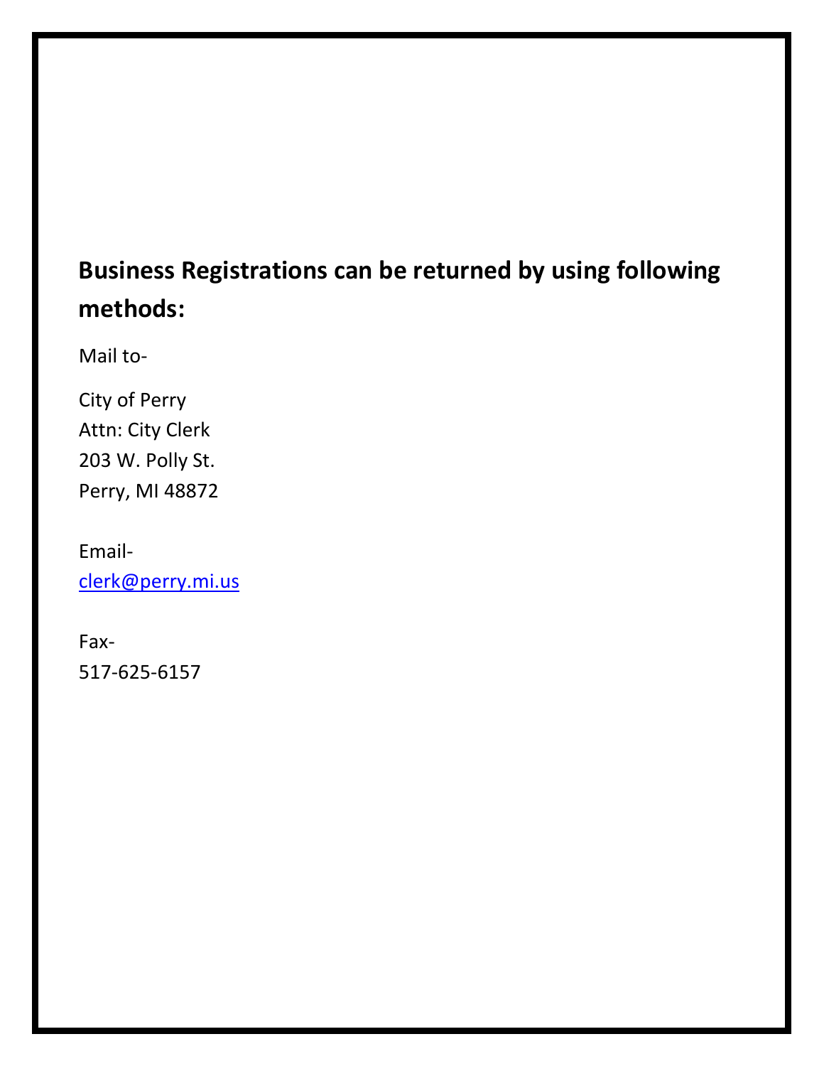## Business Registrations can be returned by using following methods:

Mail to-

City of Perry
Attn: City Clerk
203 W. Polly St.
Perry, MI 48872

Email-
clerk@perry.mi.us

Fax-
517-625-6157